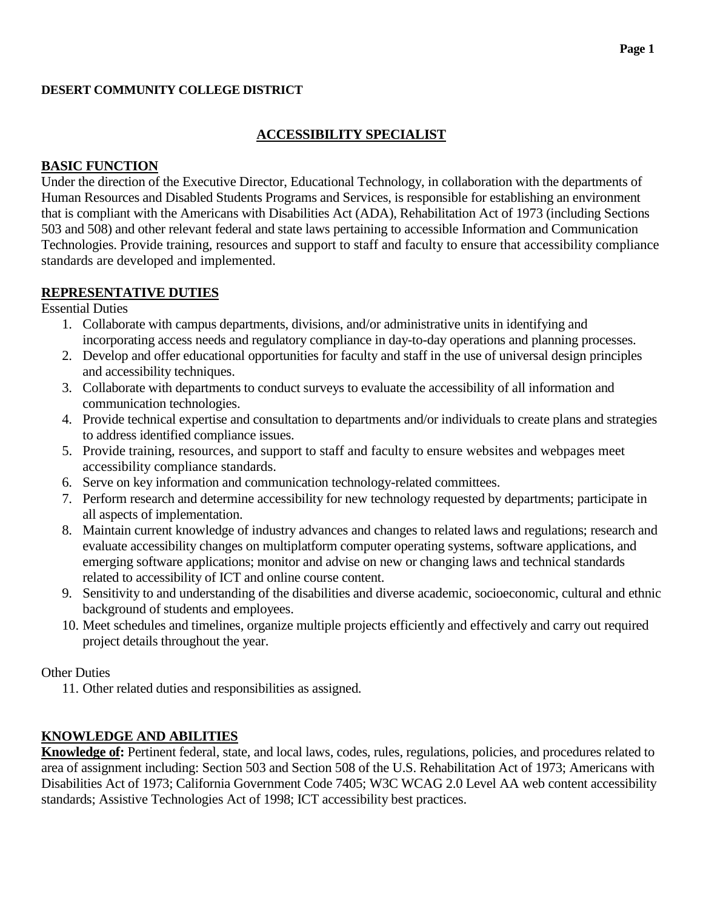**DESERT COMMUNITY COLLEGE DISTRICT**

# ACCESSIBILITY SPECIALIST

## BASIC FUNCTION

Under the direction of the Executive Director, Educational Technology, in collaboration with the departments of Human Resources and Disabled Students Programs and Services, is responsible for establishing an environment that is compliant with the Americans with Disabilities Act (ADA), Rehabilitation Act of 1973 (including Sections 503 and 508) and other relevant federal and state laws pertaining to accessible Information and Communication Technologies. Provide training, resources and support to staff and faculty to ensure that accessibility compliance standards are developed and implemented.

## REPRESENTATIVE DUTIES

Essential Duties

1. Collaborate with campus departments, divisions, and/or administrative units in identifying and incorporating access needs and regulatory compliance in day-to-day operations and planning processes.
2. Develop and offer educational opportunities for faculty and staff in the use of universal design principles and accessibility techniques.
3. Collaborate with departments to conduct surveys to evaluate the accessibility of all information and communication technologies.
4. Provide technical expertise and consultation to departments and/or individuals to create plans and strategies to address identified compliance issues.
5. Provide training, resources, and support to staff and faculty to ensure websites and webpages meet accessibility compliance standards.
6. Serve on key information and communication technology-related committees.
7. Perform research and determine accessibility for new technology requested by departments; participate in all aspects of implementation.
8. Maintain current knowledge of industry advances and changes to related laws and regulations; research and evaluate accessibility changes on multiplatform computer operating systems, software applications, and emerging software applications; monitor and advise on new or changing laws and technical standards related to accessibility of ICT and online course content.
9. Sensitivity to and understanding of the disabilities and diverse academic, socioeconomic, cultural and ethnic background of students and employees.
10. Meet schedules and timelines, organize multiple projects efficiently and effectively and carry out required project details throughout the year.

Other Duties

11. Other related duties and responsibilities as assigned.

## KNOWLEDGE AND ABILITIES

**Knowledge of:** Pertinent federal, state, and local laws, codes, rules, regulations, policies, and procedures related to area of assignment including: Section 503 and Section 508 of the U.S. Rehabilitation Act of 1973; Americans with Disabilities Act of 1973; California Government Code 7405; W3C WCAG 2.0 Level AA web content accessibility standards; Assistive Technologies Act of 1998; ICT accessibility best practices.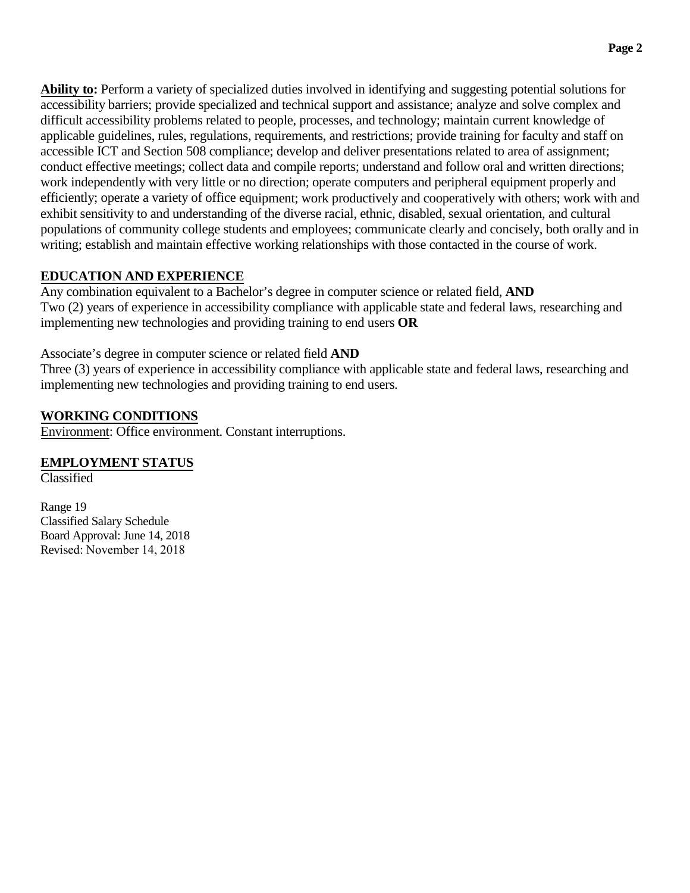**Ability to:** Perform a variety of specialized duties involved in identifying and suggesting potential solutions for accessibility barriers; provide specialized and technical support and assistance; analyze and solve complex and difficult accessibility problems related to people, processes, and technology; maintain current knowledge of applicable guidelines, rules, regulations, requirements, and restrictions; provide training for faculty and staff on accessible ICT and Section 508 compliance; develop and deliver presentations related to area of assignment; conduct effective meetings; collect data and compile reports; understand and follow oral and written directions; work independently with very little or no direction; operate computers and peripheral equipment properly and efficiently; operate a variety of office equipment; work productively and cooperatively with others; work with and exhibit sensitivity to and understanding of the diverse racial, ethnic, disabled, sexual orientation, and cultural populations of community college students and employees; communicate clearly and concisely, both orally and in writing; establish and maintain effective working relationships with those contacted in the course of work.

## EDUCATION AND EXPERIENCE

Any combination equivalent to a Bachelor's degree in computer science or related field, **AND**
Two (2) years of experience in accessibility compliance with applicable state and federal laws, researching and implementing new technologies and providing training to end users **OR**

Associate's degree in computer science or related field **AND**
Three (3) years of experience in accessibility compliance with applicable state and federal laws, researching and implementing new technologies and providing training to end users.

## WORKING CONDITIONS

Environment: Office environment. Constant interruptions.

## EMPLOYMENT STATUS

Classified

Range 19
Classified Salary Schedule
Board Approval: June 14, 2018
Revised: November 14, 2018